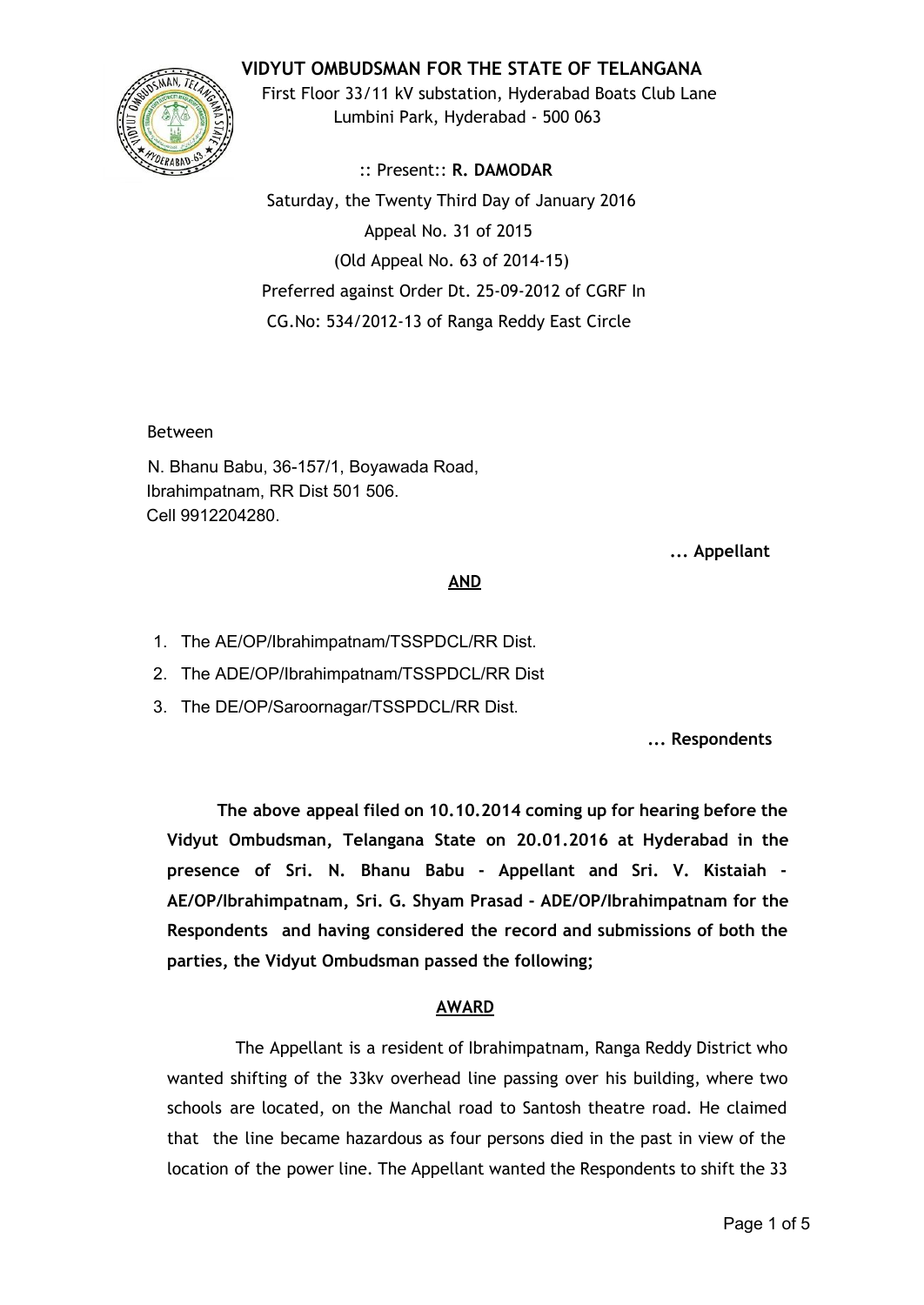# VIDYUT OMBUDSMAN FOR THE STATE OF TELANGANA

First Floor 33/11 kV substation, Hyderabad Boats Club Lane
Lumbini Park, Hyderabad - 500 063

:: Present:: **R. DAMODAR**

Saturday, the Twenty Third Day of January 2016

Appeal No. 31 of 2015

(Old Appeal No. 63 of 2014-15)

Preferred against Order Dt. 25-09-2012 of CGRF In
CG.No: 534/2012-13 of Ranga Reddy East Circle

Between

N. Bhanu Babu, 36-157/1, Boyawada Road,
Ibrahimpatnam, RR Dist 501 506.
Cell 9912204280.

**... Appellant**

**AND**

1. The AE/OP/Ibrahimpatnam/TSSPDCL/RR Dist.
2. The ADE/OP/Ibrahimpatnam/TSSPDCL/RR Dist
3. The DE/OP/Saroornagar/TSSPDCL/RR Dist.

**... Respondents**

**The above appeal filed on 10.10.2014 coming up for hearing before the Vidyut Ombudsman, Telangana State on 20.01.2016 at Hyderabad in the presence of Sri. N. Bhanu Babu - Appellant and Sri. V. Kistaiah - AE/OP/Ibrahimpatnam, Sri. G. Shyam Prasad - ADE/OP/Ibrahimpatnam for the Respondents and having considered the record and submissions of both the parties, the Vidyut Ombudsman passed the following;**

## AWARD

The Appellant is a resident of Ibrahimpatnam, Ranga Reddy District who wanted shifting of the 33kv overhead line passing over his building, where two schools are located, on the Manchal road to Santosh theatre road. He claimed that the line became hazardous as four persons died in the past in view of the location of the power line. The Appellant wanted the Respondents to shift the 33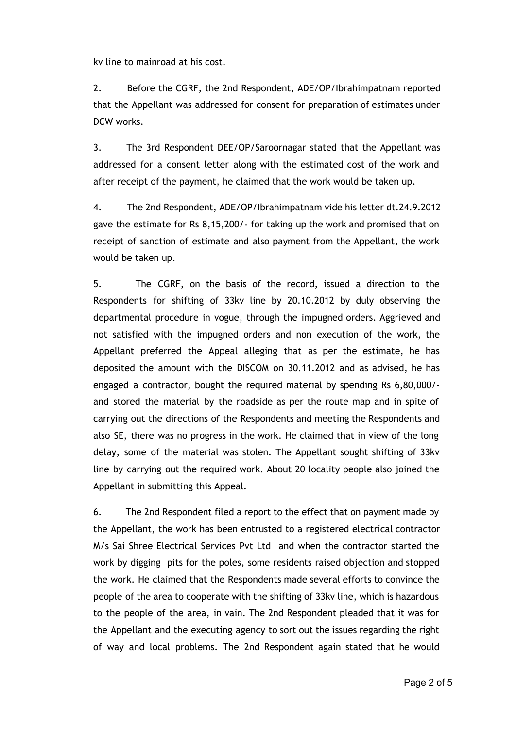kv line to mainroad at his cost.

2. Before the CGRF, the 2nd Respondent, ADE/OP/Ibrahimpatnam reported that the Appellant was addressed for consent for preparation of estimates under DCW works.

3. The 3rd Respondent DEE/OP/Saroornagar stated that the Appellant was addressed for a consent letter along with the estimated cost of the work and after receipt of the payment, he claimed that the work would be taken up.

4. The 2nd Respondent, ADE/OP/Ibrahimpatnam vide his letter dt.24.9.2012 gave the estimate for Rs 8,15,200/- for taking up the work and promised that on receipt of sanction of estimate and also payment from the Appellant, the work would be taken up.

5. The CGRF, on the basis of the record, issued a direction to the Respondents for shifting of 33kv line by 20.10.2012 by duly observing the departmental procedure in vogue, through the impugned orders. Aggrieved and not satisfied with the impugned orders and non execution of the work, the Appellant preferred the Appeal alleging that as per the estimate, he has deposited the amount with the DISCOM on 30.11.2012 and as advised, he has engaged a contractor, bought the required material by spending Rs 6,80,000/- and stored the material by the roadside as per the route map and in spite of carrying out the directions of the Respondents and meeting the Respondents and also SE, there was no progress in the work. He claimed that in view of the long delay, some of the material was stolen. The Appellant sought shifting of 33kv line by carrying out the required work. About 20 locality people also joined the Appellant in submitting this Appeal.

6. The 2nd Respondent filed a report to the effect that on payment made by the Appellant, the work has been entrusted to a registered electrical contractor M/s Sai Shree Electrical Services Pvt Ltd and when the contractor started the work by digging pits for the poles, some residents raised objection and stopped the work. He claimed that the Respondents made several efforts to convince the people of the area to cooperate with the shifting of 33kv line, which is hazardous to the people of the area, in vain. The 2nd Respondent pleaded that it was for the Appellant and the executing agency to sort out the issues regarding the right of way and local problems. The 2nd Respondent again stated that he would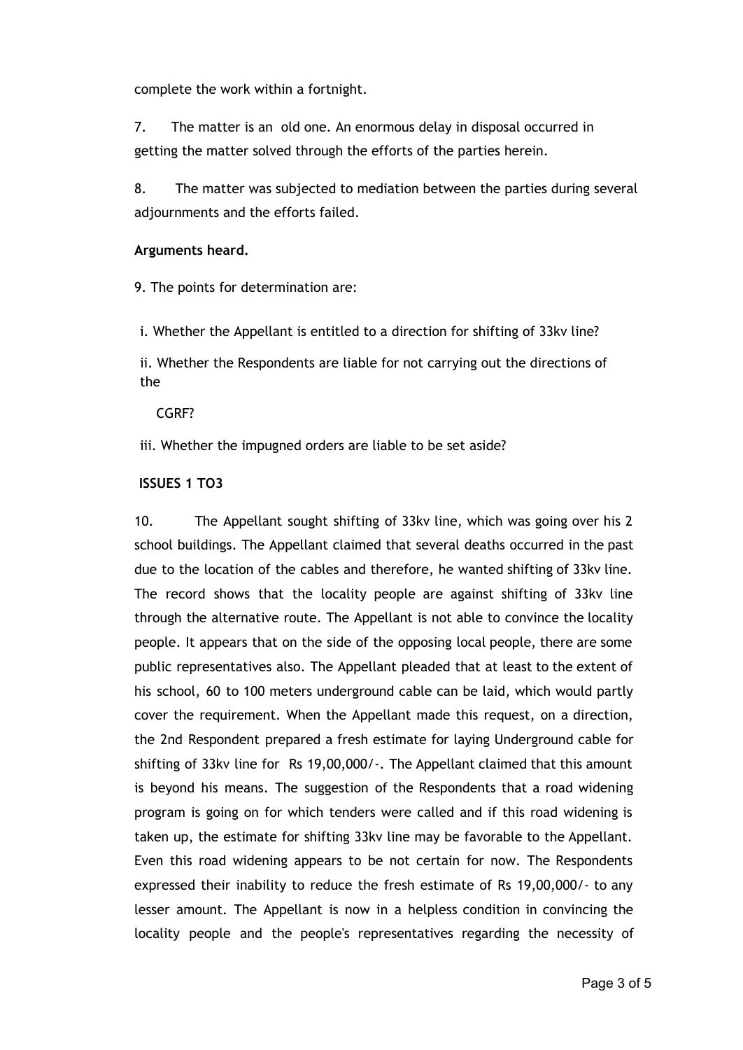complete the work within a fortnight.

7. The matter is an old one. An enormous delay in disposal occurred in getting the matter solved through the efforts of the parties herein.

8. The matter was subjected to mediation between the parties during several adjournments and the efforts failed.

**Arguments heard.**

9. The points for determination are:

i. Whether the Appellant is entitled to a direction for shifting of 33kv line?

ii. Whether the Respondents are liable for not carrying out the directions of the CGRF?

iii. Whether the impugned orders are liable to be set aside?

**ISSUES 1 TO3**

10. The Appellant sought shifting of 33kv line, which was going over his 2 school buildings. The Appellant claimed that several deaths occurred in the past due to the location of the cables and therefore, he wanted shifting of 33kv line. The record shows that the locality people are against shifting of 33kv line through the alternative route. The Appellant is not able to convince the locality people. It appears that on the side of the opposing local people, there are some public representatives also. The Appellant pleaded that at least to the extent of his school, 60 to 100 meters underground cable can be laid, which would partly cover the requirement. When the Appellant made this request, on a direction, the 2nd Respondent prepared a fresh estimate for laying Underground cable for shifting of 33kv line for Rs 19,00,000/-. The Appellant claimed that this amount is beyond his means. The suggestion of the Respondents that a road widening program is going on for which tenders were called and if this road widening is taken up, the estimate for shifting 33kv line may be favorable to the Appellant. Even this road widening appears to be not certain for now. The Respondents expressed their inability to reduce the fresh estimate of Rs 19,00,000/- to any lesser amount. The Appellant is now in a helpless condition in convincing the locality people and the people's representatives regarding the necessity of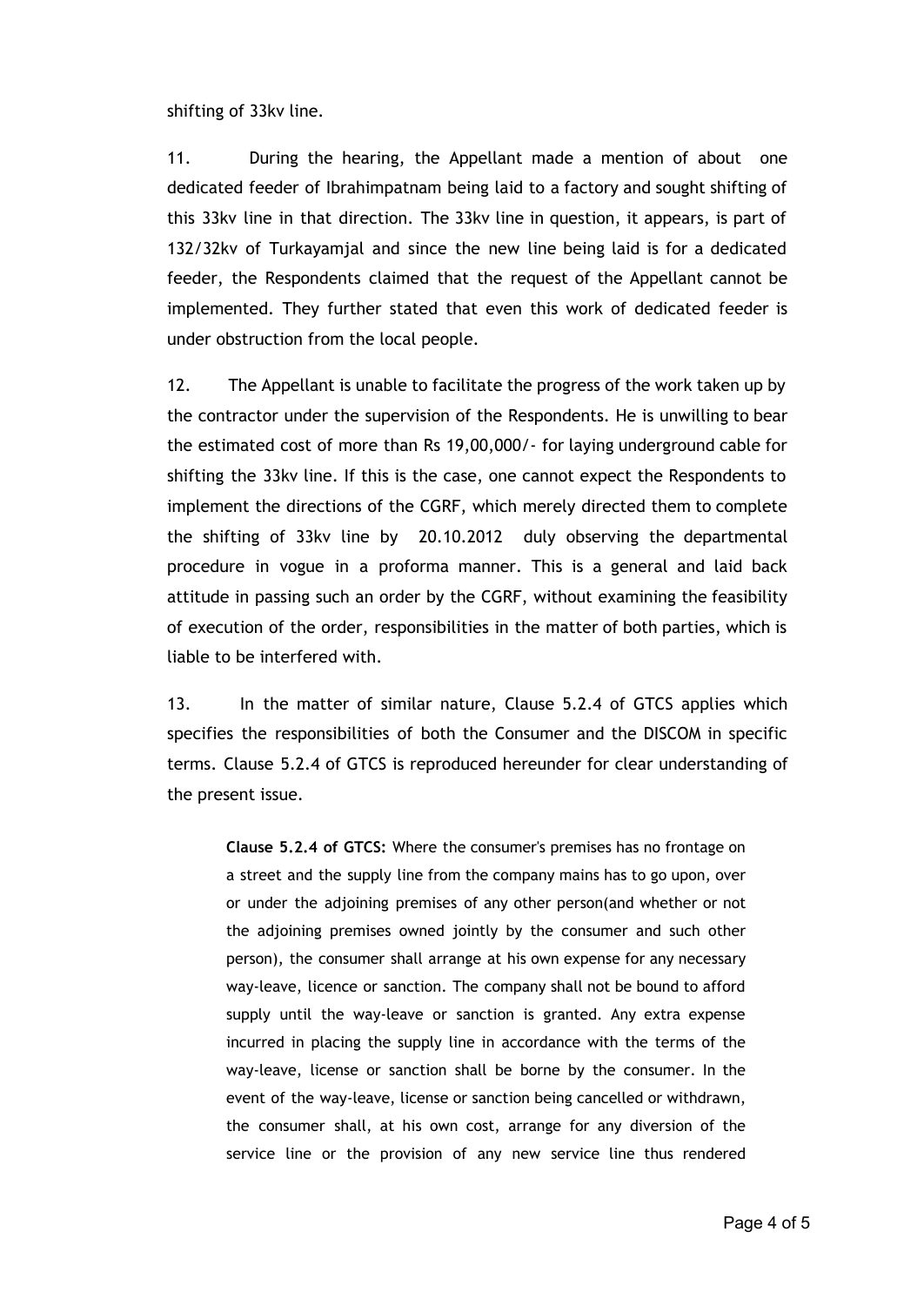shifting of 33kv line.

11. During the hearing, the Appellant made a mention of about one dedicated feeder of Ibrahimpatnam being laid to a factory and sought shifting of this 33kv line in that direction. The 33kv line in question, it appears, is part of 132/32kv of Turkayamjal and since the new line being laid is for a dedicated feeder, the Respondents claimed that the request of the Appellant cannot be implemented. They further stated that even this work of dedicated feeder is under obstruction from the local people.

12. The Appellant is unable to facilitate the progress of the work taken up by the contractor under the supervision of the Respondents. He is unwilling to bear the estimated cost of more than Rs 19,00,000/- for laying underground cable for shifting the 33kv line. If this is the case, one cannot expect the Respondents to implement the directions of the CGRF, which merely directed them to complete the shifting of 33kv line by 20.10.2012 duly observing the departmental procedure in vogue in a proforma manner. This is a general and laid back attitude in passing such an order by the CGRF, without examining the feasibility of execution of the order, responsibilities in the matter of both parties, which is liable to be interfered with.

13. In the matter of similar nature, Clause 5.2.4 of GTCS applies which specifies the responsibilities of both the Consumer and the DISCOM in specific terms. Clause 5.2.4 of GTCS is reproduced hereunder for clear understanding of the present issue.

> **Clause 5.2.4 of GTCS:** Where the consumer's premises has no frontage on a street and the supply line from the company mains has to go upon, over or under the adjoining premises of any other person(and whether or not the adjoining premises owned jointly by the consumer and such other person), the consumer shall arrange at his own expense for any necessary way-leave, licence or sanction. The company shall not be bound to afford supply until the way-leave or sanction is granted. Any extra expense incurred in placing the supply line in accordance with the terms of the way-leave, license or sanction shall be borne by the consumer. In the event of the way-leave, license or sanction being cancelled or withdrawn, the consumer shall, at his own cost, arrange for any diversion of the service line or the provision of any new service line thus rendered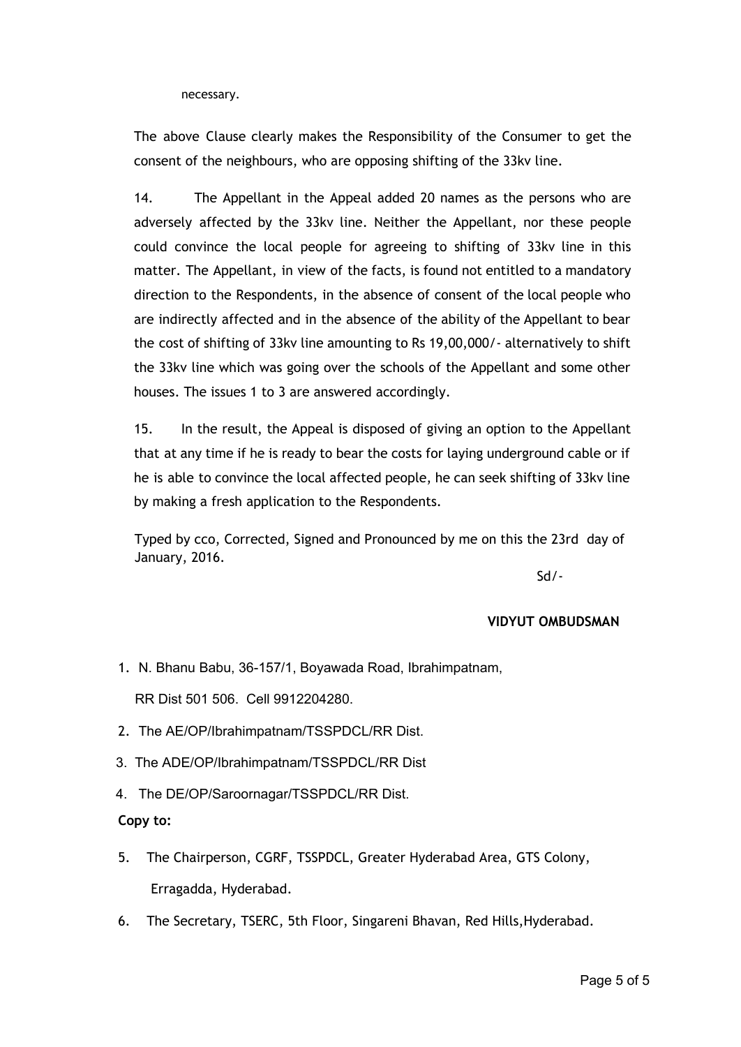necessary.

The above Clause clearly makes the Responsibility of the Consumer to get the consent of the neighbours, who are opposing shifting of the 33kv line.

14. The Appellant in the Appeal added 20 names as the persons who are adversely affected by the 33kv line. Neither the Appellant, nor these people could convince the local people for agreeing to shifting of 33kv line in this matter. The Appellant, in view of the facts, is found not entitled to a mandatory direction to the Respondents, in the absence of consent of the local people who are indirectly affected and in the absence of the ability of the Appellant to bear the cost of shifting of 33kv line amounting to Rs 19,00,000/- alternatively to shift the 33kv line which was going over the schools of the Appellant and some other houses. The issues 1 to 3 are answered accordingly.

15. In the result, the Appeal is disposed of giving an option to the Appellant that at any time if he is ready to bear the costs for laying underground cable or if he is able to convince the local affected people, he can seek shifting of 33kv line by making a fresh application to the Respondents.

Typed by cco, Corrected, Signed and Pronounced by me on this the 23rd day of January, 2016.

Sd/-

**VIDYUT OMBUDSMAN**

1. N. Bhanu Babu, 36-157/1, Boyawada Road, Ibrahimpatnam, RR Dist 501 506. Cell 9912204280.
2. The AE/OP/Ibrahimpatnam/TSSPDCL/RR Dist.
3. The ADE/OP/Ibrahimpatnam/TSSPDCL/RR Dist
4. The DE/OP/Saroornagar/TSSPDCL/RR Dist.

**Copy to:**

5. The Chairperson, CGRF, TSSPDCL, Greater Hyderabad Area, GTS Colony, Erragadda, Hyderabad.
6. The Secretary, TSERC, 5th Floor, Singareni Bhavan, Red Hills,Hyderabad.